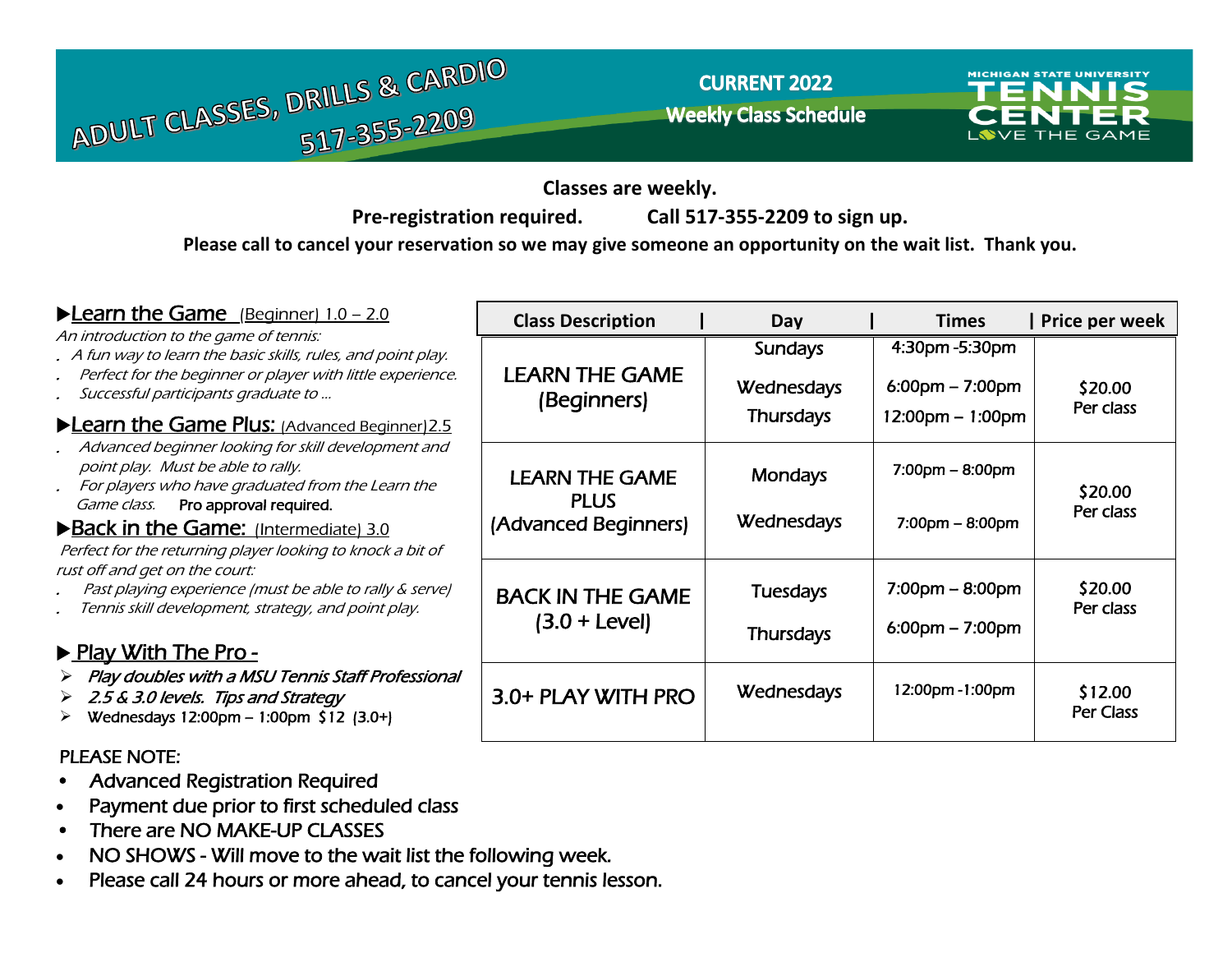# ADULT CLASSES, DRILLS & CARDIO 517-355-2209

**CURRENT 2022**

**Weekly Class Schedule**

MICHIGAN STATE UNIVERSITY TENNIS CENTER LOVE THE GAME

**Classes are weekly.**

**Pre-registration required. Call 517-355-2209 to sign up.**

**Please call to cancel your reservation so we may give someone an opportunity on the wait list. Thank you.**

### ▶Learn the Game (Beginner) 1.0 – 2.0

*An introduction to the game of tennis:*

- *A fun way to learn the basic skills, rules, and point play.*
- *Perfect for the beginner or player with little experience.*
- *Successful participants graduate to …*

### ▶Learn the Game Plus: (Advanced Beginner)2.5

- *Advanced beginner looking for skill development and point play. Must be able to rally.*
- *For players who have graduated from the Learn the Game class.* Pro approval required.

### ▶Back in the Game: (Intermediate) 3.0

*Perfect for the returning player looking to knock a bit of rust off and get on the court:*

- *Past playing experience (must be able to rally & serve)*
- *Tennis skill development, strategy, and point play.*

### ▶ Play With The Pro -

- *Play doubles with a MSU Tennis Staff Professional*
- *2.5 & 3.0 levels. Tips and Strategy*
- Wednesdays 12:00pm – 1:00pm $12 (3.0+)

| Class Description | Day | Times | Price per week |
|---|---|---|---|
| LEARN THE GAME (Beginners) | Sundays<br>Wednesdays<br>Thursdays | 4:30pm -5:30pm<br>6:00pm – 7:00pm<br>12:00pm – 1:00pm | $20.00 Per class |
| LEARN THE GAME PLUS (Advanced Beginners) | Mondays<br>Wednesdays | 7:00pm – 8:00pm<br>7:00pm – 8:00pm | $20.00 Per class |
| BACK IN THE GAME (3.0 + Level) | Tuesdays<br>Thursdays | 7:00pm – 8:00pm<br>6:00pm – 7:00pm | $20.00 Per class |
| 3.0+ PLAY WITH PRO | Wednesdays | 12:00pm -1:00pm | $12.00 Per Class |

PLEASE NOTE:

- Advanced Registration Required
- Payment due prior to first scheduled class
- There are NO MAKE-UP CLASSES
- NO SHOWS - Will move to the wait list the following week.
- Please call 24 hours or more ahead, to cancel your tennis lesson.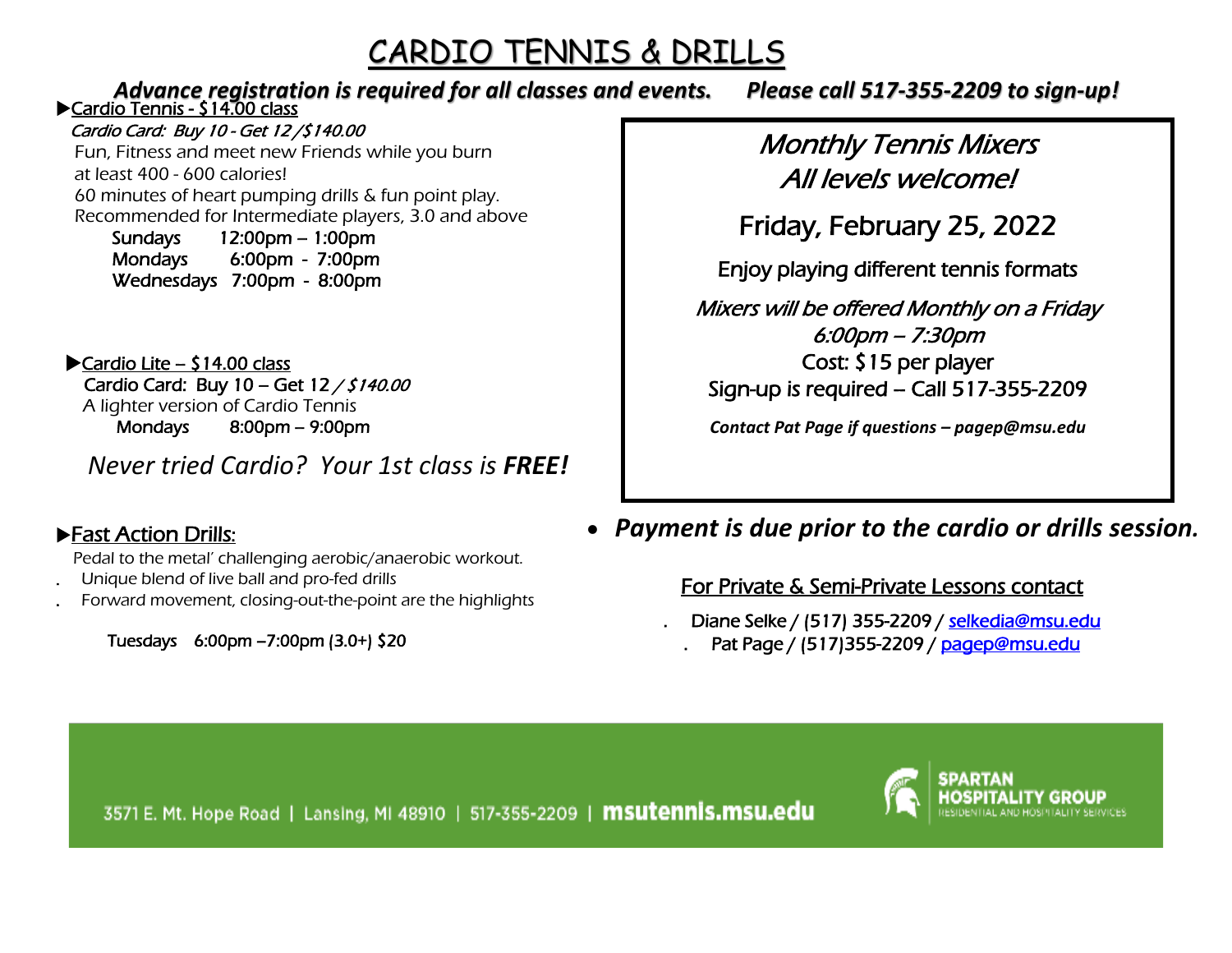# CARDIO TENNIS & DRILLS

***Advance registration is required for all classes and events. Please call 517-355-2209 to sign-up!***

▶ Cardio Tennis - $14.00 class

*Cardio Card: Buy 10 - Get 12 / $140.00*

Fun, Fitness and meet new Friends while you burn at least 400 - 600 calories!
60 minutes of heart pumping drills & fun point play.
Recommended for Intermediate players, 3.0 and above

Sundays 12:00pm – 1:00pm
Mondays 6:00pm - 7:00pm
Wednesdays 7:00pm - 8:00pm

▶ Cardio Lite – $14.00 class

Cardio Card: Buy 10 – Get 12 */ $140.00*

A lighter version of Cardio Tennis

Mondays 8:00pm – 9:00pm

*Never tried Cardio? Your 1st class is* ***FREE!***

▶ Fast Action Drills:

Pedal to the metal' challenging aerobic/anaerobic workout.

- Unique blend of live ball and pro-fed drills
- Forward movement, closing-out-the-point are the highlights

Tuesdays 6:00pm –7:00pm (3.0+) $20

*Monthly Tennis Mixers*
*All levels welcome!*

Friday, February 25, 2022

Enjoy playing different tennis formats

*Mixers will be offered Monthly on a Friday*
*6:00pm – 7:30pm*
Cost: $15 per player
Sign-up is required – Call 517-355-2209

***Contact Pat Page if questions – pagep@msu.edu***

- ***Payment is due prior to the cardio or drills session.***

For Private & Semi-Private Lessons contact

- Diane Selke / (517) 355-2209 / selkedia@msu.edu
- Pat Page / (517)355-2209 / pagep@msu.edu

3571 E. Mt. Hope Road | Lansing, MI 48910 | 517-355-2209 | **msutennis.msu.edu**

SPARTAN HOSPITALITY GROUP
RESIDENTIAL AND HOSPITALITY SERVICES